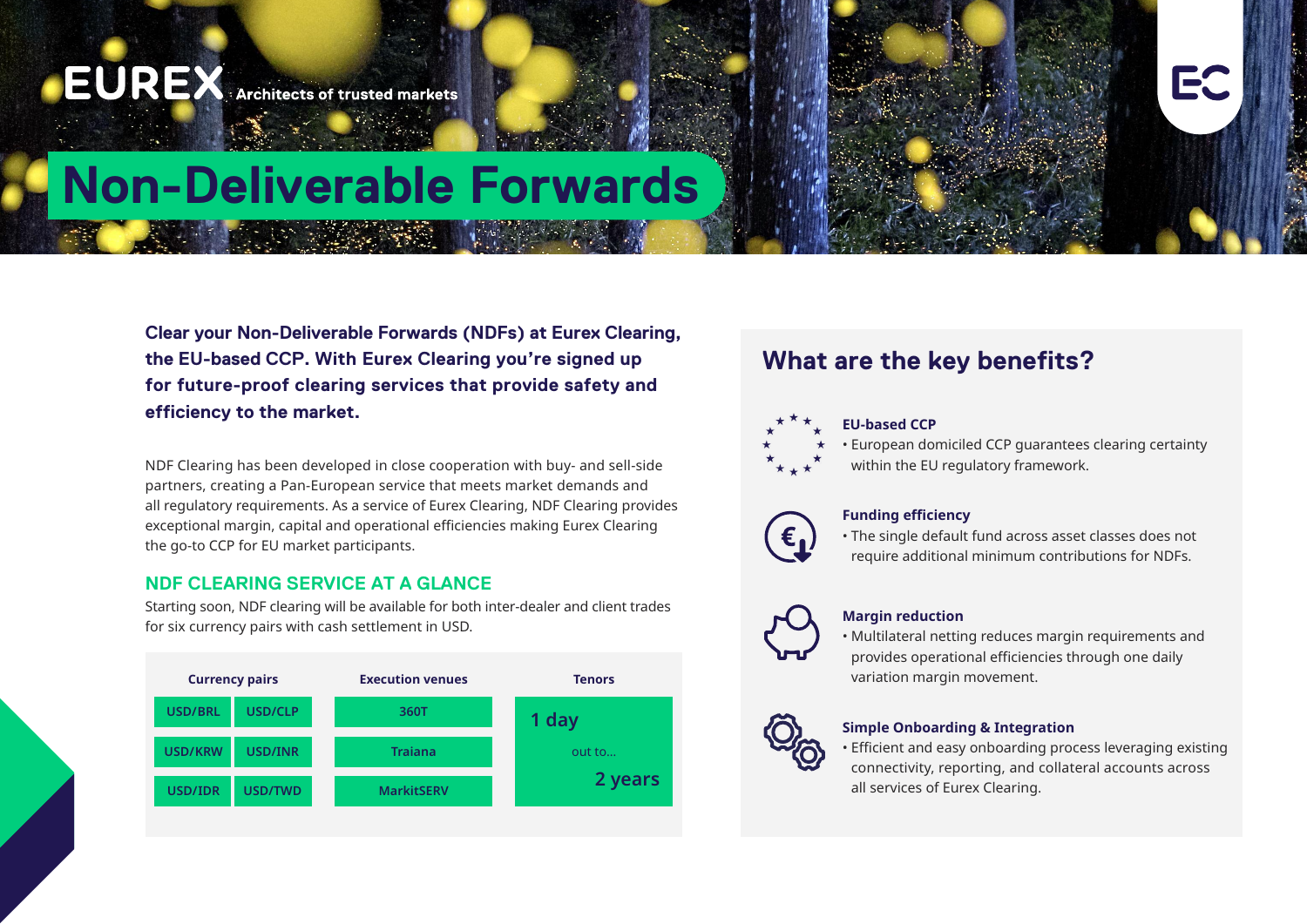EUREX Architects of trusted markets

# Non-Deliverable Forwards

**Clear your Non-Deliverable Forwards (NDFs) at Eurex Clearing, the EU-based CCP. With Eurex Clearing you're signed up for future-proof clearing services that provide safety and efficiency to the market.**

NDF Clearing has been developed in close cooperation with buy- and sell-side partners, creating a Pan-European service that meets market demands and all regulatory requirements. As a service of Eurex Clearing, NDF Clearing provides exceptional margin, capital and operational efficiencies making Eurex Clearing the go-to CCP for EU market participants.

## NDF CLEARING SERVICE AT A GLANCE

Starting soon, NDF clearing will be available for both inter-dealer and client trades for six currency pairs with cash settlement in USD.

| Currency pairs | | Execution venues | Tenors |
|---|---|---|---|
| USD/BRL | USD/CLP | 360T | 1 day out to... 2 years |
| USD/KRW | USD/INR | Traiana | |
| USD/IDR | USD/TWD | MarkitSERV | |

## What are the key benefits?

**EU-based CCP**
- European domiciled CCP guarantees clearing certainty within the EU regulatory framework.

**Funding efficiency**
- The single default fund across asset classes does not require additional minimum contributions for NDFs.

**Margin reduction**
- Multilateral netting reduces margin requirements and provides operational efficiencies through one daily variation margin movement.

**Simple Onboarding & Integration**
- Efficient and easy onboarding process leveraging existing connectivity, reporting, and collateral accounts across all services of Eurex Clearing.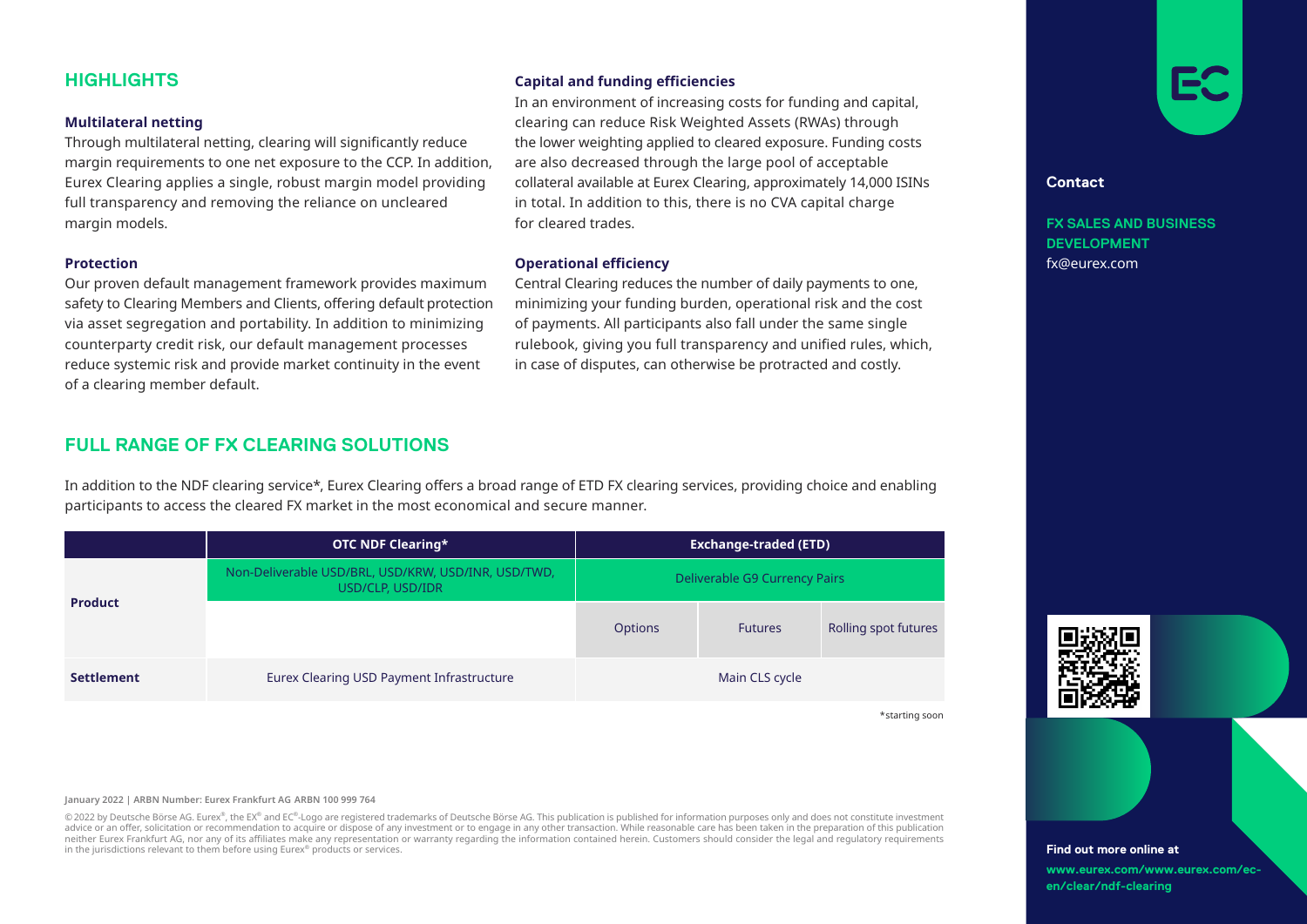## HIGHLIGHTS

### Multilateral netting

Through multilateral netting, clearing will significantly reduce margin requirements to one net exposure to the CCP. In addition, Eurex Clearing applies a single, robust margin model providing full transparency and removing the reliance on uncleared margin models.

### Protection

Our proven default management framework provides maximum safety to Clearing Members and Clients, offering default protection via asset segregation and portability. In addition to minimizing counterparty credit risk, our default management processes reduce systemic risk and provide market continuity in the event of a clearing member default.

### Capital and funding efficiencies

In an environment of increasing costs for funding and capital, clearing can reduce Risk Weighted Assets (RWAs) through the lower weighting applied to cleared exposure. Funding costs are also decreased through the large pool of acceptable collateral available at Eurex Clearing, approximately 14,000 ISINs in total. In addition to this, there is no CVA capital charge for cleared trades.

### Operational efficiency

Central Clearing reduces the number of daily payments to one, minimizing your funding burden, operational risk and the cost of payments. All participants also fall under the same single rulebook, giving you full transparency and unified rules, which, in case of disputes, can otherwise be protracted and costly.

## FULL RANGE OF FX CLEARING SOLUTIONS

In addition to the NDF clearing service*, Eurex Clearing offers a broad range of ETD FX clearing services, providing choice and enabling participants to access the cleared FX market in the most economical and secure manner.

| | OTC NDF Clearing* | Exchange-traded (ETD) | | |
|---|---|---|---|---|
| Product | Non-Deliverable USD/BRL, USD/KRW, USD/INR, USD/TWD, USD/CLP, USD/IDR | Deliverable G9 Currency Pairs | | |
| | | Options | Futures | Rolling spot futures |
| Settlement | Eurex Clearing USD Payment Infrastructure | Main CLS cycle | | |

*starting soon

**Contact**

**FX SALES AND BUSINESS DEVELOPMENT**
fx@eurex.com

**Find out more online at**
**www.eurex.com/www.eurex.com/ec-en/clear/ndf-clearing**

**January 2022 | ARBN Number: Eurex Frankfurt AG ARBN 100 999 764**

© 2022 by Deutsche Börse AG. Eurex®, the EX® and EC®-Logo are registered trademarks of Deutsche Börse AG. This publication is published for information purposes only and does not constitute investment advice or an offer, solicitation or recommendation to acquire or dispose of any investment or to engage in any other transaction. While reasonable care has been taken in the preparation of this publication neither Eurex Frankfurt AG, nor any of its affiliates make any representation or warranty regarding the information contained herein. Customers should consider the legal and regulatory requirements in the jurisdictions relevant to them before using Eurex® products or services.